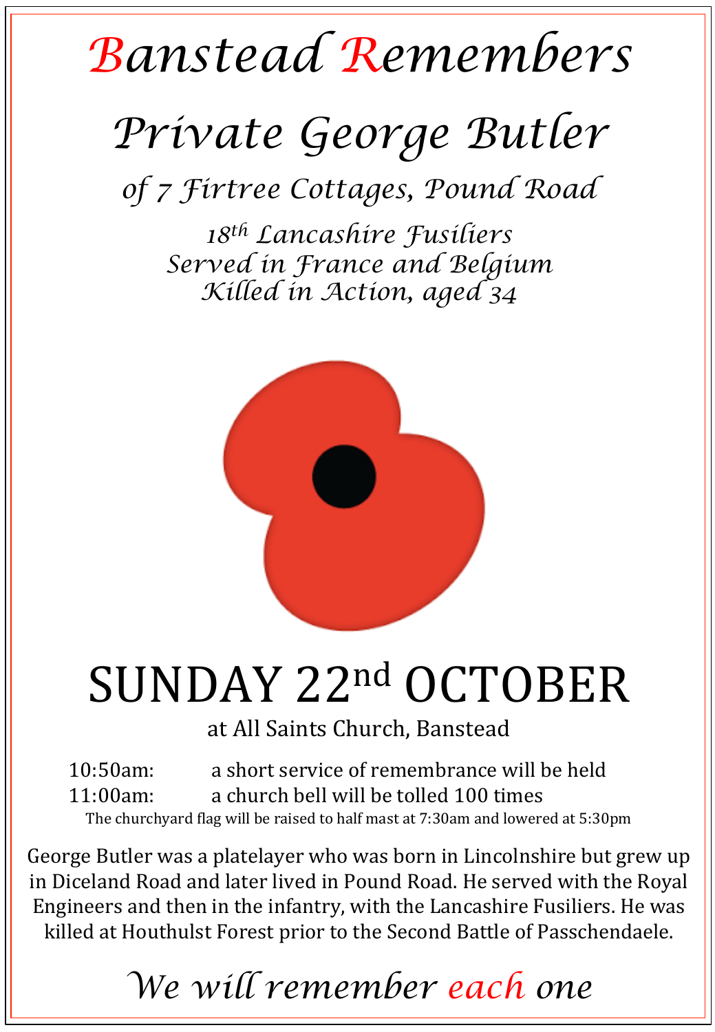# Banstead Remembers

## Private George Butler

### *of 7 Firtree Cottages, Pound Road*

*18th Lancashire Fusiliers*
*Served in France and Belgium*
*Killed in Action, aged 34*

# SUNDAY 22nd OCTOBER

at All Saints Church, Banstead

10:50am: a short service of remembrance will be held
11:00am: a church bell will be tolled 100 times

The churchyard flag will be raised to half mast at 7:30am and lowered at 5:30pm

George Butler was a platelayer who was born in Lincolnshire but grew up in Diceland Road and later lived in Pound Road. He served with the Royal Engineers and then in the infantry, with the Lancashire Fusiliers. He was killed at Houthulst Forest prior to the Second Battle of Passchendaele.

*We will remember each one*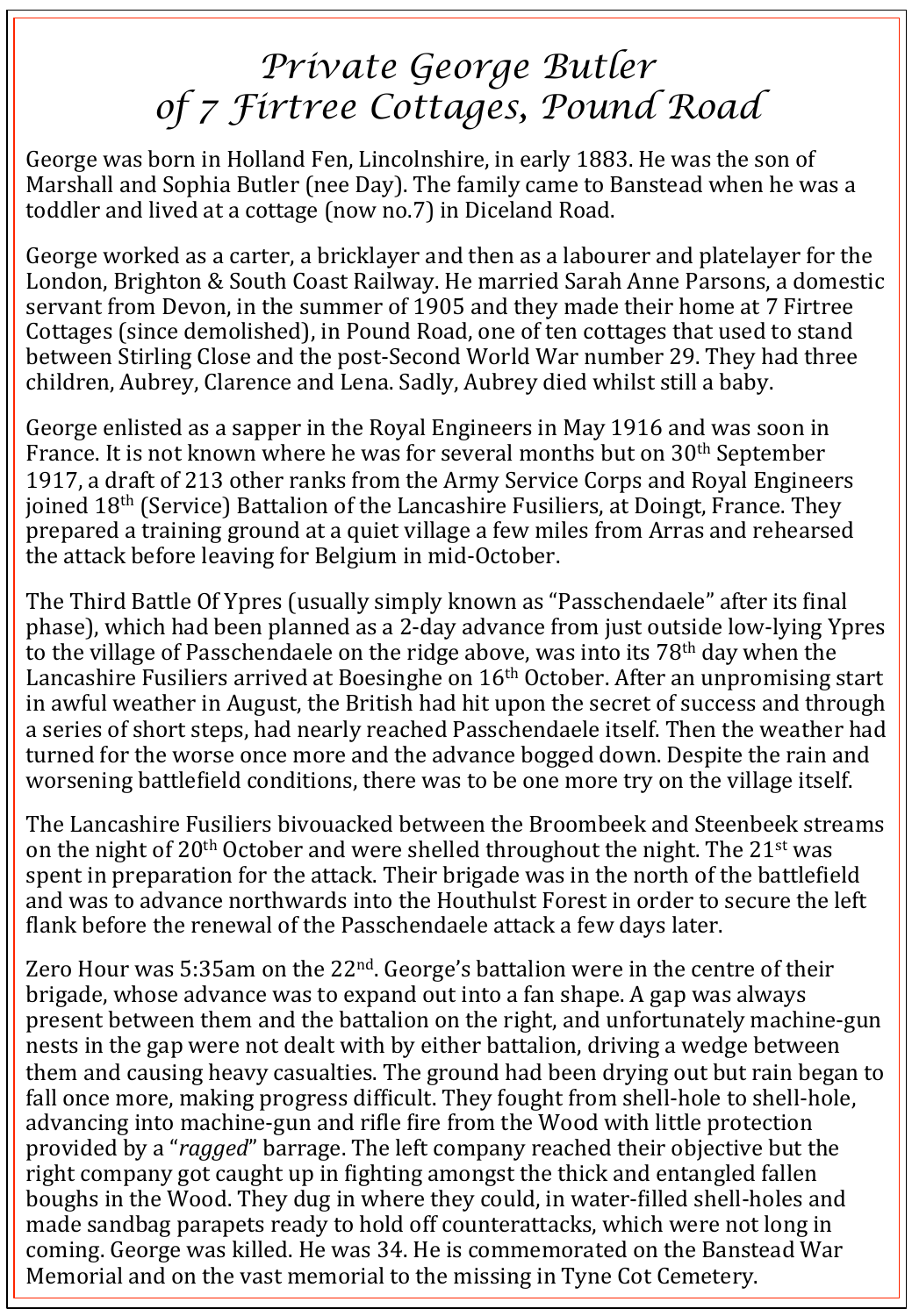# *Private George Butler of 7 Firtree Cottages, Pound Road*

George was born in Holland Fen, Lincolnshire, in early 1883. He was the son of Marshall and Sophia Butler (nee Day). The family came to Banstead when he was a toddler and lived at a cottage (now no.7) in Diceland Road.

George worked as a carter, a bricklayer and then as a labourer and platelayer for the London, Brighton & South Coast Railway. He married Sarah Anne Parsons, a domestic servant from Devon, in the summer of 1905 and they made their home at 7 Firtree Cottages (since demolished), in Pound Road, one of ten cottages that used to stand between Stirling Close and the post-Second World War number 29. They had three children, Aubrey, Clarence and Lena. Sadly, Aubrey died whilst still a baby.

George enlisted as a sapper in the Royal Engineers in May 1916 and was soon in France. It is not known where he was for several months but on 30th September 1917, a draft of 213 other ranks from the Army Service Corps and Royal Engineers joined 18th (Service) Battalion of the Lancashire Fusiliers, at Doingt, France. They prepared a training ground at a quiet village a few miles from Arras and rehearsed the attack before leaving for Belgium in mid-October.

The Third Battle Of Ypres (usually simply known as "Passchendaele" after its final phase), which had been planned as a 2-day advance from just outside low-lying Ypres to the village of Passchendaele on the ridge above, was into its 78th day when the Lancashire Fusiliers arrived at Boesinghe on 16th October. After an unpromising start in awful weather in August, the British had hit upon the secret of success and through a series of short steps, had nearly reached Passchendaele itself. Then the weather had turned for the worse once more and the advance bogged down. Despite the rain and worsening battlefield conditions, there was to be one more try on the village itself.

The Lancashire Fusiliers bivouacked between the Broombeek and Steenbeek streams on the night of 20th October and were shelled throughout the night. The 21st was spent in preparation for the attack. Their brigade was in the north of the battlefield and was to advance northwards into the Houthulst Forest in order to secure the left flank before the renewal of the Passchendaele attack a few days later.

Zero Hour was 5:35am on the 22nd. George's battalion were in the centre of their brigade, whose advance was to expand out into a fan shape. A gap was always present between them and the battalion on the right, and unfortunately machine-gun nests in the gap were not dealt with by either battalion, driving a wedge between them and causing heavy casualties. The ground had been drying out but rain began to fall once more, making progress difficult. They fought from shell-hole to shell-hole, advancing into machine-gun and rifle fire from the Wood with little protection provided by a "*ragged*" barrage. The left company reached their objective but the right company got caught up in fighting amongst the thick and entangled fallen boughs in the Wood. They dug in where they could, in water-filled shell-holes and made sandbag parapets ready to hold off counterattacks, which were not long in coming. George was killed. He was 34. He is commemorated on the Banstead War Memorial and on the vast memorial to the missing in Tyne Cot Cemetery.